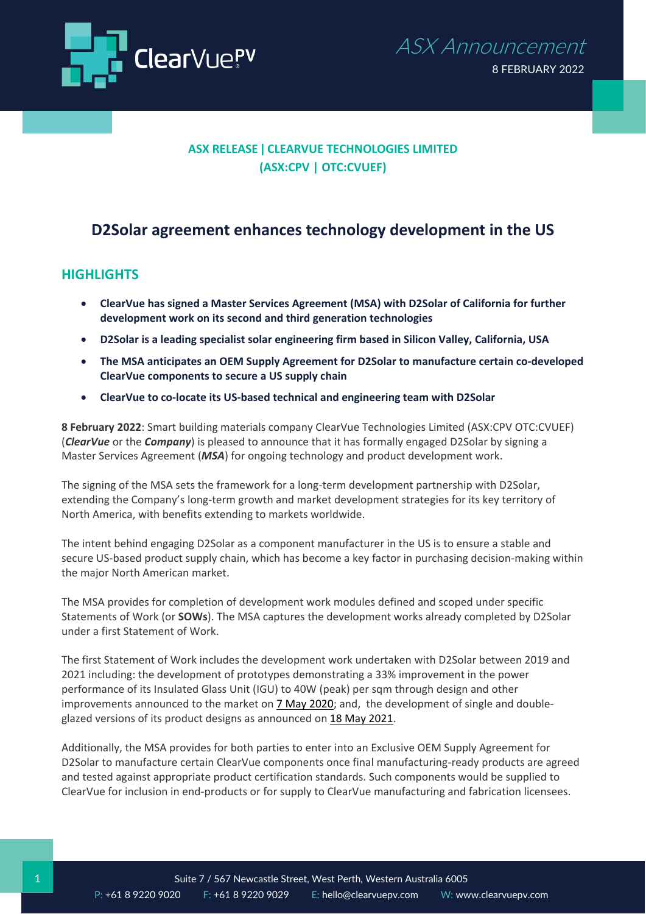ASX Announcement

8 FEBRUARY 2022

**ASX RELEASE | CLEARVUE TECHNOLOGIES LIMITED**
**(ASX:CPV | OTC:CVUEF)**

# D2Solar agreement enhances technology development in the US

## HIGHLIGHTS

- **ClearVue has signed a Master Services Agreement (MSA) with D2Solar of California for further development work on its second and third generation technologies**
- **D2Solar is a leading specialist solar engineering firm based in Silicon Valley, California, USA**
- **The MSA anticipates an OEM Supply Agreement for D2Solar to manufacture certain co-developed ClearVue components to secure a US supply chain**
- **ClearVue to co-locate its US-based technical and engineering team with D2Solar**

**8 February 2022**: Smart building materials company ClearVue Technologies Limited (ASX:CPV OTC:CVUEF) (***ClearVue*** or the ***Company***) is pleased to announce that it has formally engaged D2Solar by signing a Master Services Agreement (***MSA***) for ongoing technology and product development work.

The signing of the MSA sets the framework for a long-term development partnership with D2Solar, extending the Company's long-term growth and market development strategies for its key territory of North America, with benefits extending to markets worldwide.

The intent behind engaging D2Solar as a component manufacturer in the US is to ensure a stable and secure US-based product supply chain, which has become a key factor in purchasing decision-making within the major North American market.

The MSA provides for completion of development work modules defined and scoped under specific Statements of Work (or **SOWs**). The MSA captures the development works already completed by D2Solar under a first Statement of Work.

The first Statement of Work includes the development work undertaken with D2Solar between 2019 and 2021 including: the development of prototypes demonstrating a 33% improvement in the power performance of its Insulated Glass Unit (IGU) to 40W (peak) per sqm through design and other improvements announced to the market on 7 May 2020; and, the development of single and double-glazed versions of its product designs as announced on 18 May 2021.

Additionally, the MSA provides for both parties to enter into an Exclusive OEM Supply Agreement for D2Solar to manufacture certain ClearVue components once final manufacturing-ready products are agreed and tested against appropriate product certification standards. Such components would be supplied to ClearVue for inclusion in end-products or for supply to ClearVue manufacturing and fabrication licensees.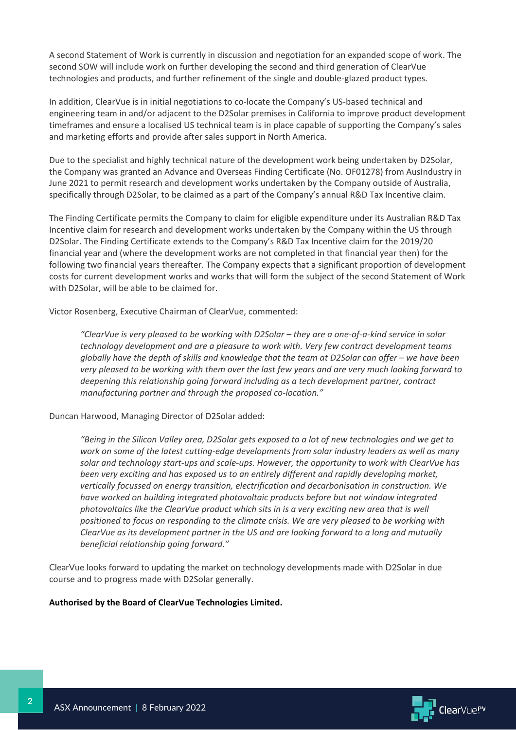A second Statement of Work is currently in discussion and negotiation for an expanded scope of work. The second SOW will include work on further developing the second and third generation of ClearVue technologies and products, and further refinement of the single and double-glazed product types.

In addition, ClearVue is in initial negotiations to co-locate the Company's US-based technical and engineering team in and/or adjacent to the D2Solar premises in California to improve product development timeframes and ensure a localised US technical team is in place capable of supporting the Company's sales and marketing efforts and provide after sales support in North America.

Due to the specialist and highly technical nature of the development work being undertaken by D2Solar, the Company was granted an Advance and Overseas Finding Certificate (No. OF01278) from AusIndustry in June 2021 to permit research and development works undertaken by the Company outside of Australia, specifically through D2Solar, to be claimed as a part of the Company's annual R&D Tax Incentive claim.

The Finding Certificate permits the Company to claim for eligible expenditure under its Australian R&D Tax Incentive claim for research and development works undertaken by the Company within the US through D2Solar. The Finding Certificate extends to the Company's R&D Tax Incentive claim for the 2019/20 financial year and (where the development works are not completed in that financial year then) for the following two financial years thereafter. The Company expects that a significant proportion of development costs for current development works and works that will form the subject of the second Statement of Work with D2Solar, will be able to be claimed for.

Victor Rosenberg, Executive Chairman of ClearVue, commented:

> *"ClearVue is very pleased to be working with D2Solar – they are a one-of-a-kind service in solar technology development and are a pleasure to work with. Very few contract development teams globally have the depth of skills and knowledge that the team at D2Solar can offer – we have been very pleased to be working with them over the last few years and are very much looking forward to deepening this relationship going forward including as a tech development partner, contract manufacturing partner and through the proposed co-location."*

Duncan Harwood, Managing Director of D2Solar added:

> *"Being in the Silicon Valley area, D2Solar gets exposed to a lot of new technologies and we get to work on some of the latest cutting-edge developments from solar industry leaders as well as many solar and technology start-ups and scale-ups. However, the opportunity to work with ClearVue has been very exciting and has exposed us to an entirely different and rapidly developing market, vertically focussed on energy transition, electrification and decarbonisation in construction. We have worked on building integrated photovoltaic products before but not window integrated photovoltaics like the ClearVue product which sits in is a very exciting new area that is well positioned to focus on responding to the climate crisis. We are very pleased to be working with ClearVue as its development partner in the US and are looking forward to a long and mutually beneficial relationship going forward."*

ClearVue looks forward to updating the market on technology developments made with D2Solar in due course and to progress made with D2Solar generally.

**Authorised by the Board of ClearVue Technologies Limited.**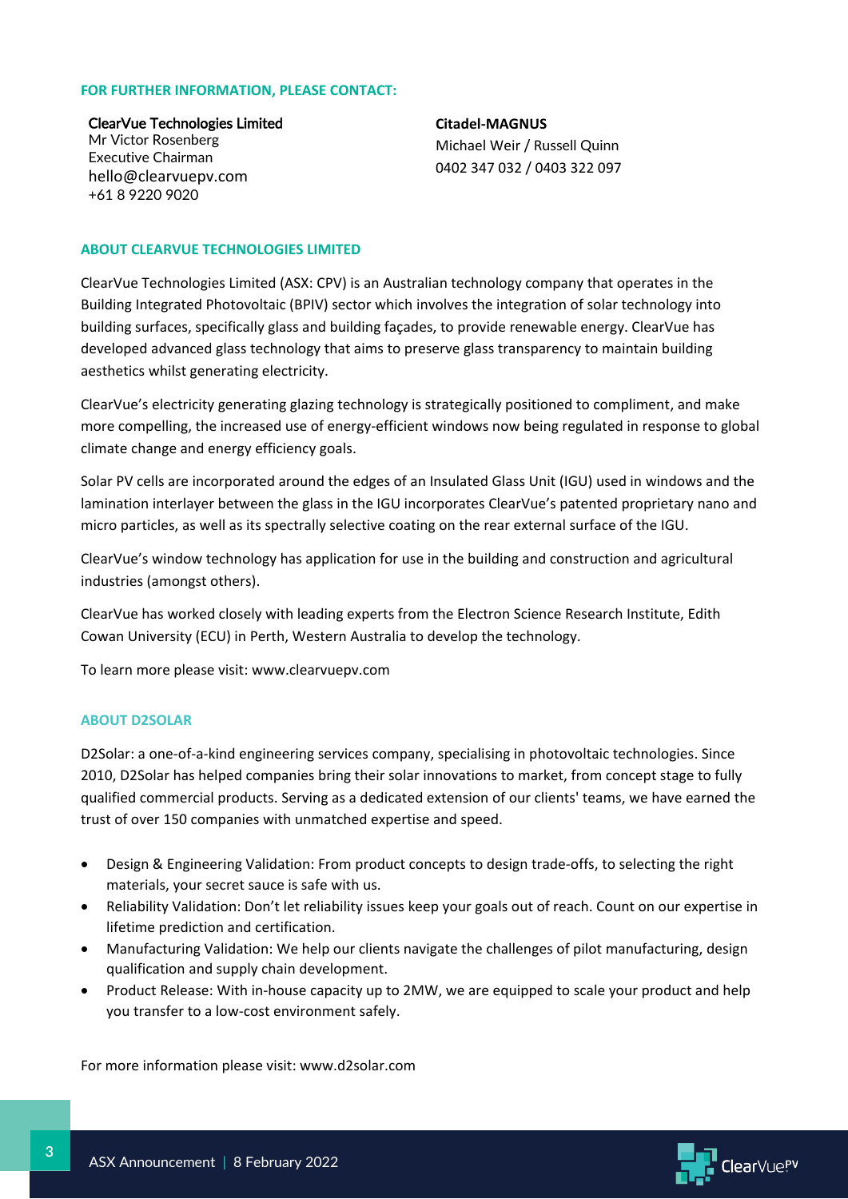**FOR FURTHER INFORMATION, PLEASE CONTACT:**

**ClearVue Technologies Limited**
Mr Victor Rosenberg
Executive Chairman
hello@clearvuepv.com
+61 8 9220 9020

**Citadel-MAGNUS**
Michael Weir / Russell Quinn
0402 347 032 / 0403 322 097

## ABOUT CLEARVUE TECHNOLOGIES LIMITED

ClearVue Technologies Limited (ASX: CPV) is an Australian technology company that operates in the Building Integrated Photovoltaic (BPIV) sector which involves the integration of solar technology into building surfaces, specifically glass and building façades, to provide renewable energy. ClearVue has developed advanced glass technology that aims to preserve glass transparency to maintain building aesthetics whilst generating electricity.

ClearVue's electricity generating glazing technology is strategically positioned to compliment, and make more compelling, the increased use of energy-efficient windows now being regulated in response to global climate change and energy efficiency goals.

Solar PV cells are incorporated around the edges of an Insulated Glass Unit (IGU) used in windows and the lamination interlayer between the glass in the IGU incorporates ClearVue's patented proprietary nano and micro particles, as well as its spectrally selective coating on the rear external surface of the IGU.

ClearVue's window technology has application for use in the building and construction and agricultural industries (amongst others).

ClearVue has worked closely with leading experts from the Electron Science Research Institute, Edith Cowan University (ECU) in Perth, Western Australia to develop the technology.

To learn more please visit: www.clearvuepv.com

## ABOUT D2SOLAR

D2Solar: a one-of-a-kind engineering services company, specialising in photovoltaic technologies. Since 2010, D2Solar has helped companies bring their solar innovations to market, from concept stage to fully qualified commercial products. Serving as a dedicated extension of our clients' teams, we have earned the trust of over 150 companies with unmatched expertise and speed.

- Design & Engineering Validation: From product concepts to design trade-offs, to selecting the right materials, your secret sauce is safe with us.
- Reliability Validation: Don't let reliability issues keep your goals out of reach. Count on our expertise in lifetime prediction and certification.
- Manufacturing Validation: We help our clients navigate the challenges of pilot manufacturing, design qualification and supply chain development.
- Product Release: With in-house capacity up to 2MW, we are equipped to scale your product and help you transfer to a low-cost environment safely.

For more information please visit: www.d2solar.com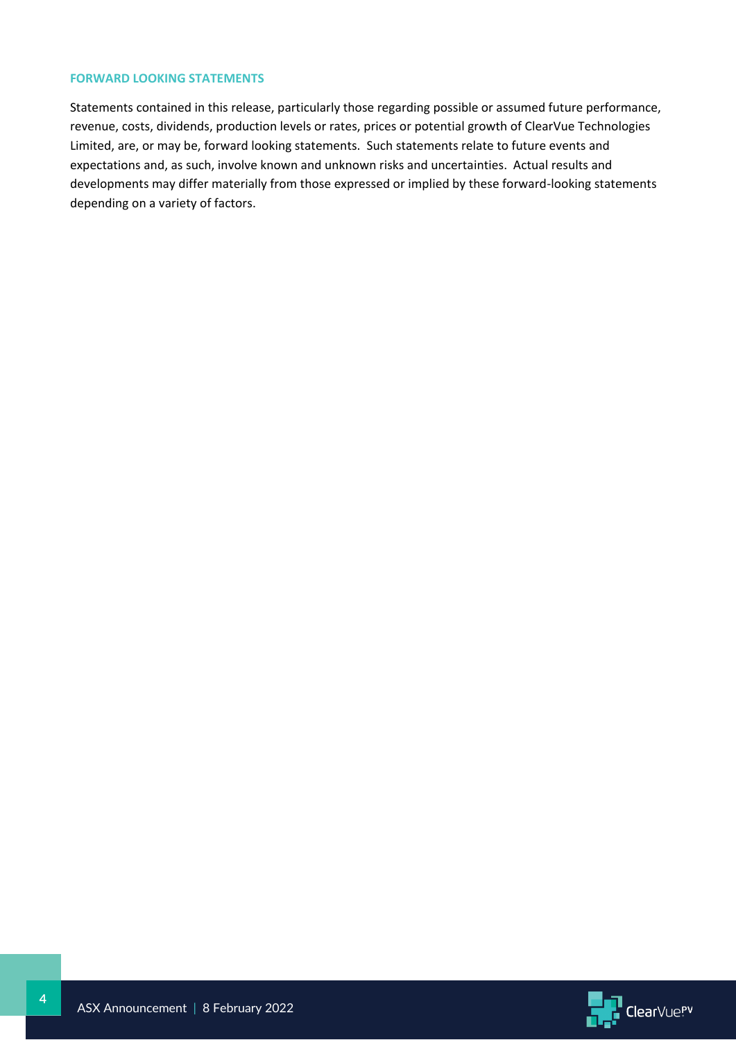### FORWARD LOOKING STATEMENTS

Statements contained in this release, particularly those regarding possible or assumed future performance, revenue, costs, dividends, production levels or rates, prices or potential growth of ClearVue Technologies Limited, are, or may be, forward looking statements. Such statements relate to future events and expectations and, as such, involve known and unknown risks and uncertainties. Actual results and developments may differ materially from those expressed or implied by these forward-looking statements depending on a variety of factors.